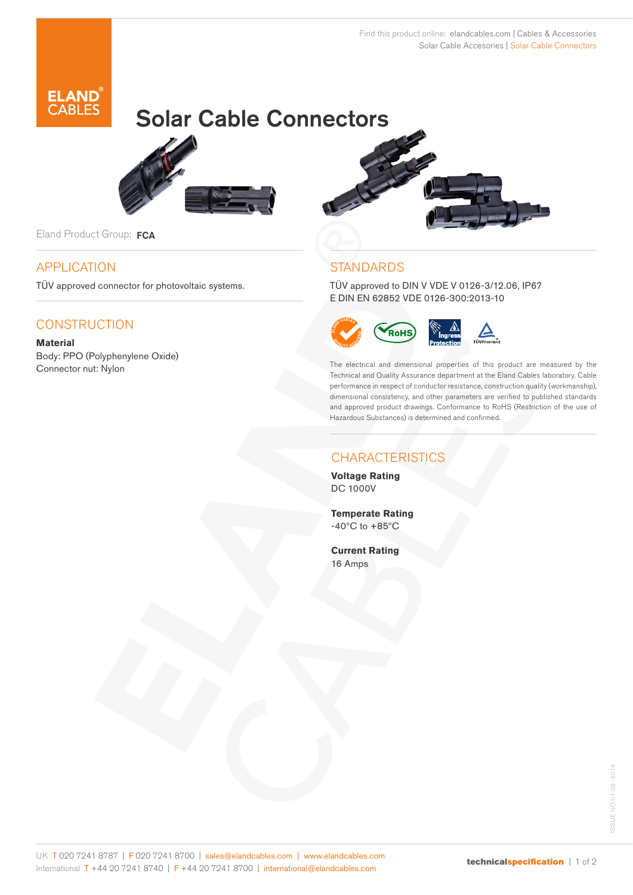Find this product online: elandcables.com | Cables & Accessories
Solar Cable Accesories | Solar Cable Connectors

# Solar Cable Connectors

Eland Product Group: **FCA**

## APPLICATION

TÜV approved connector for photovoltaic systems.

## CONSTRUCTION

**Material**
Body: PPO (Polyphenylene Oxide)
Connector nut: Nylon

## STANDARDS

TÜV approved to DIN V VDE V 0126-3/12.06, IP67
E DIN EN 62852 VDE 0126-300:2013-10

The electrical and dimensional properties of this product are measured by the Technical and Quality Assurance department at the Eland Cables laboratory. Cable performance in respect of conductor resistance, construction quality (workmanship), dimensional consistency, and other parameters are verified to published standards and approved product drawings. Conformance to RoHS (Restriction of the use of Hazardous Substances) is determined and confirmed.

## CHARACTERISTICS

**Voltage Rating**
DC 1000V

**Temperate Rating**
-40°C to +85°C

**Current Rating**
16 Amps

ISSUE NO 01-03-2014

UK T 020 7241 8787 | F 020 7241 8700 | sales@elandcables.com | www.elandcables.com
International T +44 20 7241 8740 | F +44 20 7241 8700 | international@elandcables.com

**technicalspecification**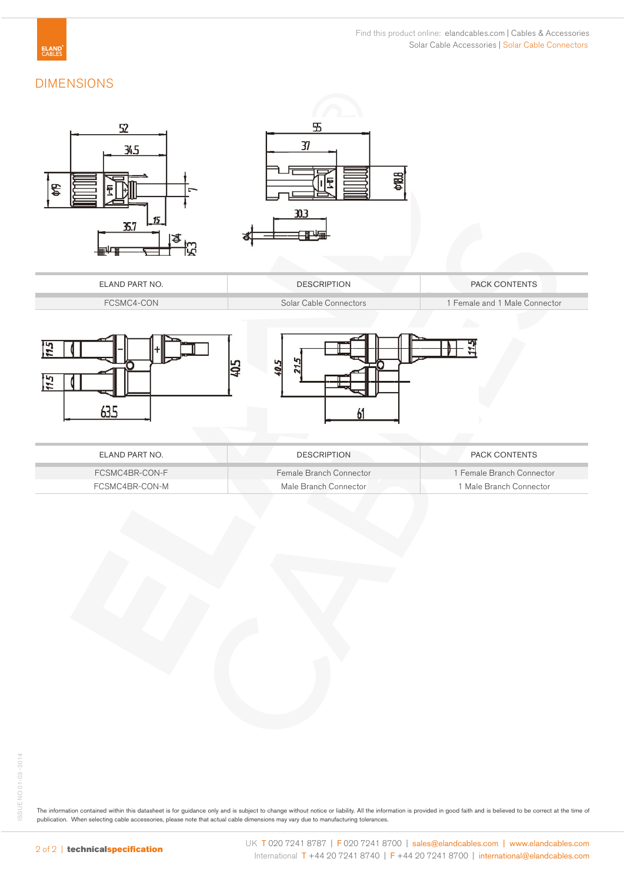## DIMENSIONS

52
34.5
Φ19
7
35.7
15
Φ4
Φ5.3

55
37
Φ18.8
30.3
Φ4

| ELAND PART NO. | DESCRIPTION | PACK CONTENTS |
|---|---|---|
| FCSMC4-CON | Solar Cable Connectors | 1 Female and 1 Male Connector |

11.5
11.5
63.5
40.5

40.5
21.5
11.5
61

| ELAND PART NO. | DESCRIPTION | PACK CONTENTS |
|---|---|---|
| FCSMC4BR-CON-F | Female Branch Connector | 1 Female Branch Connector |
| FCSMC4BR-CON-M | Male Branch Connector | 1 Male Branch Connector |

The information contained within this datasheet is for guidance only and is subject to change without notice or liability. All the information is provided in good faith and is believed to be correct at the time of publication. When selecting cable accessories, please note that actual cable dimensions may vary due to manufacturing tolerances.